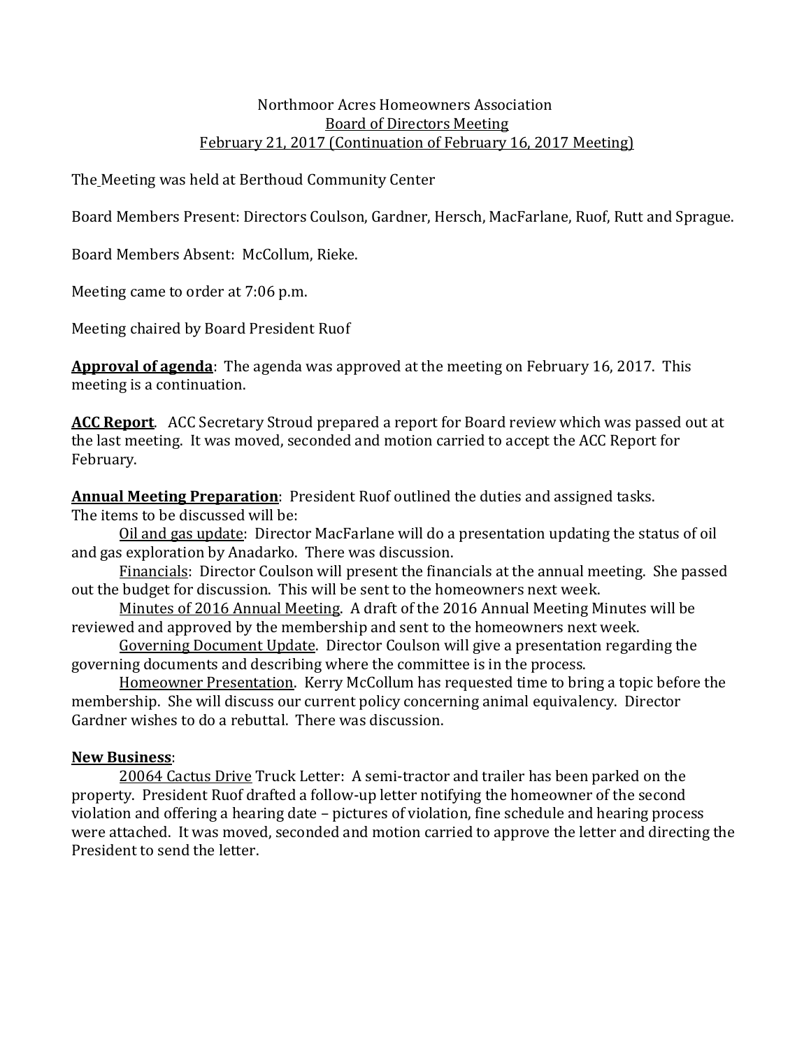Northmoor Acres Homeowners Association
Board of Directors Meeting
February 21, 2017 (Continuation of February 16, 2017 Meeting)

The Meeting was held at Berthoud Community Center

Board Members Present: Directors Coulson, Gardner, Hersch, MacFarlane, Ruof, Rutt and Sprague.

Board Members Absent: McCollum, Rieke.

Meeting came to order at 7:06 p.m.

Meeting chaired by Board President Ruof

**Approval of agenda**: The agenda was approved at the meeting on February 16, 2017. This meeting is a continuation.

**ACC Report**. ACC Secretary Stroud prepared a report for Board review which was passed out at the last meeting. It was moved, seconded and motion carried to accept the ACC Report for February.

**Annual Meeting Preparation**: President Ruof outlined the duties and assigned tasks. The items to be discussed will be:

Oil and gas update: Director MacFarlane will do a presentation updating the status of oil and gas exploration by Anadarko. There was discussion.

Financials: Director Coulson will present the financials at the annual meeting. She passed out the budget for discussion. This will be sent to the homeowners next week.

Minutes of 2016 Annual Meeting. A draft of the 2016 Annual Meeting Minutes will be reviewed and approved by the membership and sent to the homeowners next week.

Governing Document Update. Director Coulson will give a presentation regarding the governing documents and describing where the committee is in the process.

Homeowner Presentation. Kerry McCollum has requested time to bring a topic before the membership. She will discuss our current policy concerning animal equivalency. Director Gardner wishes to do a rebuttal. There was discussion.

**New Business**:

20064 Cactus Drive Truck Letter: A semi-tractor and trailer has been parked on the property. President Ruof drafted a follow-up letter notifying the homeowner of the second violation and offering a hearing date – pictures of violation, fine schedule and hearing process were attached. It was moved, seconded and motion carried to approve the letter and directing the President to send the letter.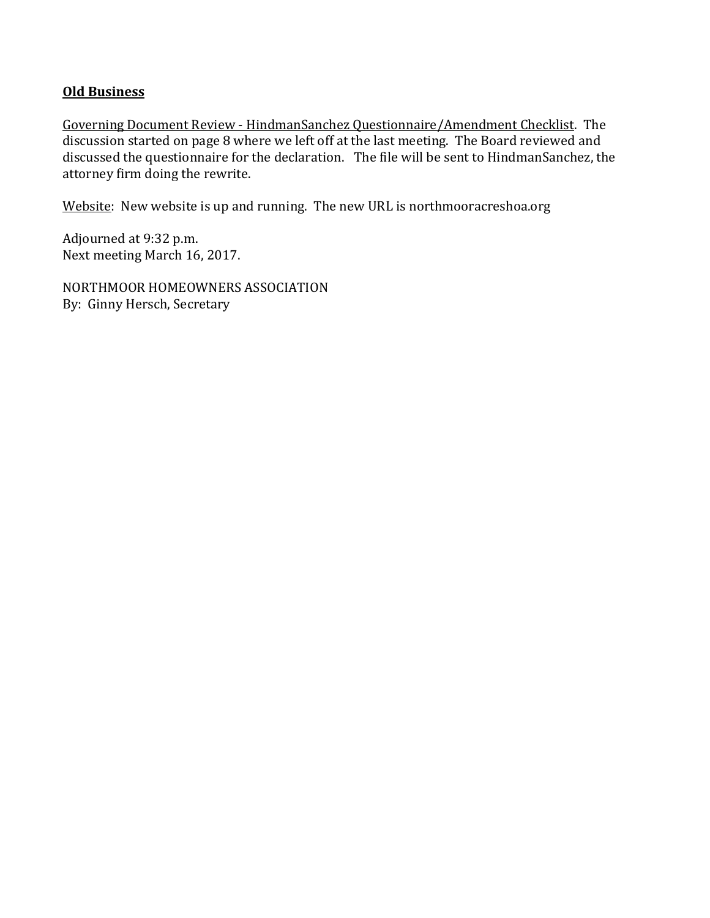## Old Business

Governing Document Review - HindmanSanchez Questionnaire/Amendment Checklist. The discussion started on page 8 where we left off at the last meeting. The Board reviewed and discussed the questionnaire for the declaration. The file will be sent to HindmanSanchez, the attorney firm doing the rewrite.

Website: New website is up and running. The new URL is northmooracreshoa.org

Adjourned at 9:32 p.m.
Next meeting March 16, 2017.

NORTHMOOR HOMEOWNERS ASSOCIATION
By: Ginny Hersch, Secretary